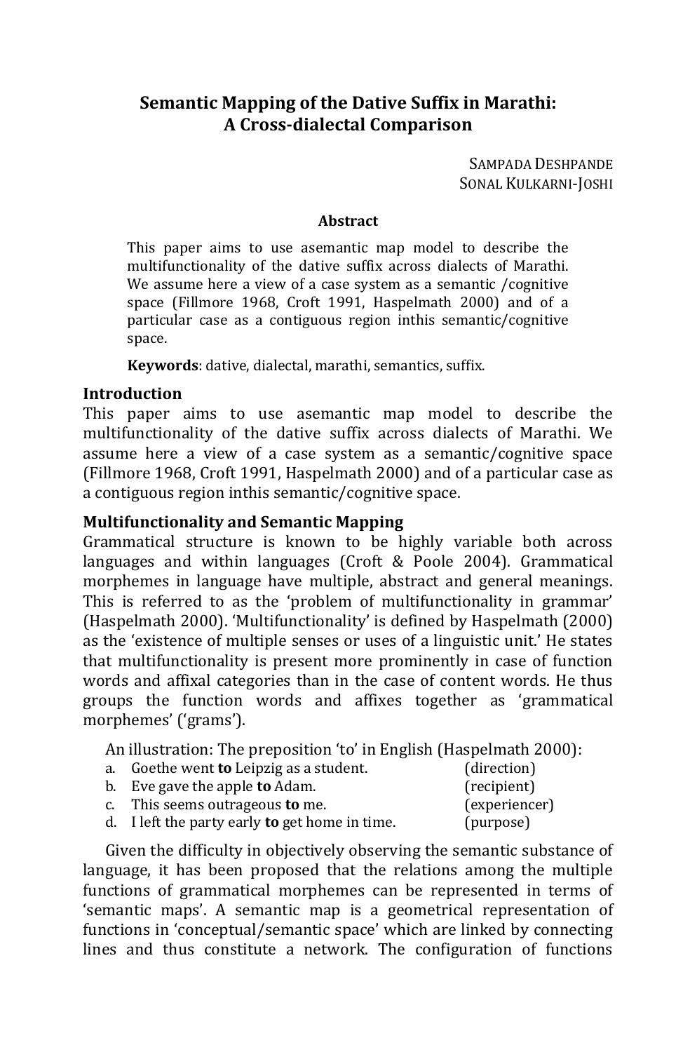# Semantic Mapping of the Dative Suffix in Marathi: A Cross-dialectal Comparison

SAMPADA DESHPANDE
SONAL KULKARNI-JOSHI

**Abstract**

This paper aims to use asemantic map model to describe the multifunctionality of the dative suffix across dialects of Marathi. We assume here a view of a case system as a semantic /cognitive space (Fillmore 1968, Croft 1991, Haspelmath 2000) and of a particular case as a contiguous region inthis semantic/cognitive space.

**Keywords**: dative, dialectal, marathi, semantics, suffix.

## Introduction

This paper aims to use asemantic map model to describe the multifunctionality of the dative suffix across dialects of Marathi. We assume here a view of a case system as a semantic/cognitive space (Fillmore 1968, Croft 1991, Haspelmath 2000) and of a particular case as a contiguous region inthis semantic/cognitive space.

## Multifunctionality and Semantic Mapping

Grammatical structure is known to be highly variable both across languages and within languages (Croft & Poole 2004). Grammatical morphemes in language have multiple, abstract and general meanings. This is referred to as the 'problem of multifunctionality in grammar' (Haspelmath 2000). 'Multifunctionality' is defined by Haspelmath (2000) as the 'existence of multiple senses or uses of a linguistic unit.' He states that multifunctionality is present more prominently in case of function words and affixal categories than in the case of content words. He thus groups the function words and affixes together as 'grammatical morphemes' ('grams').

An illustration: The preposition 'to' in English (Haspelmath 2000):

a. Goethe went **to** Leipzig as a student. (direction)
b. Eve gave the apple **to** Adam. (recipient)
c. This seems outrageous **to** me. (experiencer)
d. I left the party early **to** get home in time. (purpose)

Given the difficulty in objectively observing the semantic substance of language, it has been proposed that the relations among the multiple functions of grammatical morphemes can be represented in terms of 'semantic maps'. A semantic map is a geometrical representation of functions in 'conceptual/semantic space' which are linked by connecting lines and thus constitute a network. The configuration of functions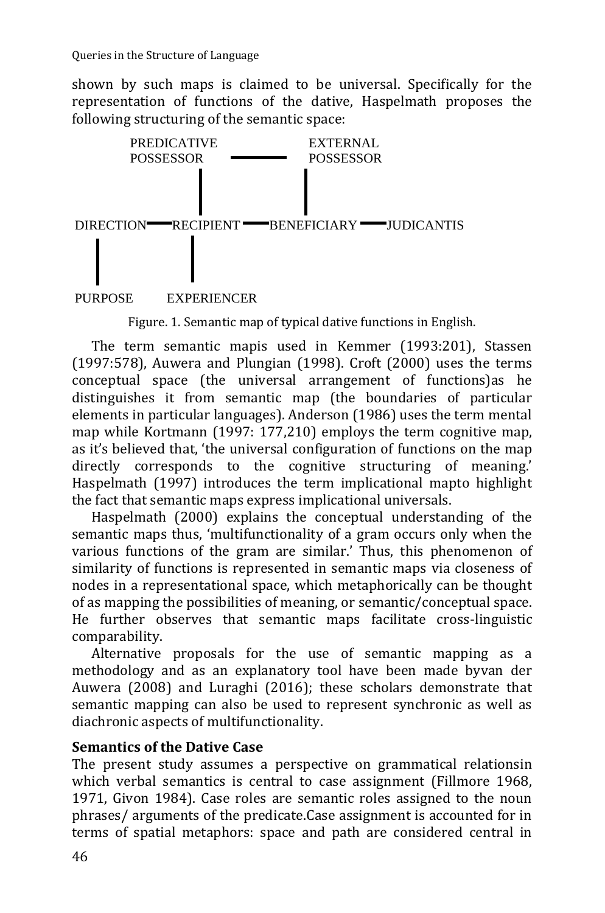shown by such maps is claimed to be universal. Specifically for the representation of functions of the dative, Haspelmath proposes the following structuring of the semantic space:

```
            PREDICATIVE              EXTERNAL
            POSSESSOR   ──────────   POSSESSOR
                 |                       |
                 |                       |
DIRECTION ── RECIPIENT ── BENEFICIARY ── JUDICANTIS
    |            |
    |            |
PURPOSE      EXPERIENCER
```

Figure. 1. Semantic map of typical dative functions in English.

The term semantic mapis used in Kemmer (1993:201), Stassen (1997:578), Auwera and Plungian (1998). Croft (2000) uses the terms conceptual space (the universal arrangement of functions)as he distinguishes it from semantic map (the boundaries of particular elements in particular languages). Anderson (1986) uses the term mental map while Kortmann (1997: 177,210) employs the term cognitive map, as it's believed that, 'the universal configuration of functions on the map directly corresponds to the cognitive structuring of meaning.' Haspelmath (1997) introduces the term implicational mapto highlight the fact that semantic maps express implicational universals.

Haspelmath (2000) explains the conceptual understanding of the semantic maps thus, 'multifunctionality of a gram occurs only when the various functions of the gram are similar.' Thus, this phenomenon of similarity of functions is represented in semantic maps via closeness of nodes in a representational space, which metaphorically can be thought of as mapping the possibilities of meaning, or semantic/conceptual space. He further observes that semantic maps facilitate cross-linguistic comparability.

Alternative proposals for the use of semantic mapping as a methodology and as an explanatory tool have been made byvan der Auwera (2008) and Luraghi (2016); these scholars demonstrate that semantic mapping can also be used to represent synchronic as well as diachronic aspects of multifunctionality.

**Semantics of the Dative Case**

The present study assumes a perspective on grammatical relationsin which verbal semantics is central to case assignment (Fillmore 1968, 1971, Givon 1984). Case roles are semantic roles assigned to the noun phrases/ arguments of the predicate.Case assignment is accounted for in terms of spatial metaphors: space and path are considered central in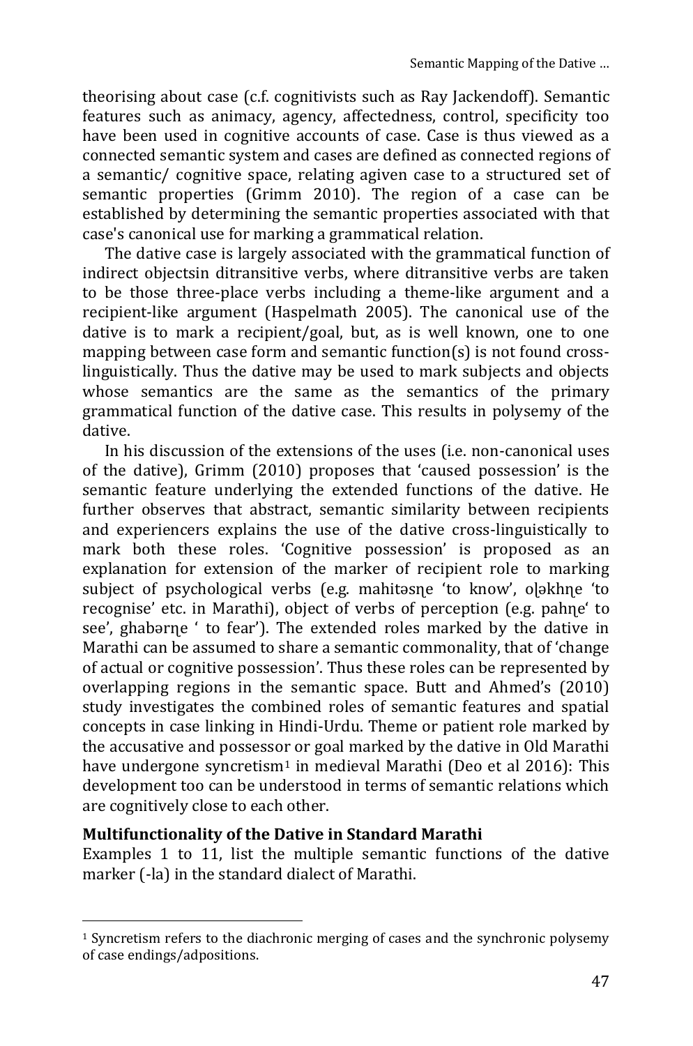theorising about case (c.f. cognitivists such as Ray Jackendoff). Semantic features such as animacy, agency, affectedness, control, specificity too have been used in cognitive accounts of case. Case is thus viewed as a connected semantic system and cases are defined as connected regions of a semantic/ cognitive space, relating agiven case to a structured set of semantic properties (Grimm 2010). The region of a case can be established by determining the semantic properties associated with that case's canonical use for marking a grammatical relation.

The dative case is largely associated with the grammatical function of indirect objectsin ditransitive verbs, where ditransitive verbs are taken to be those three-place verbs including a theme-like argument and a recipient-like argument (Haspelmath 2005). The canonical use of the dative is to mark a recipient/goal, but, as is well known, one to one mapping between case form and semantic function(s) is not found cross-linguistically. Thus the dative may be used to mark subjects and objects whose semantics are the same as the semantics of the primary grammatical function of the dative case. This results in polysemy of the dative.

In his discussion of the extensions of the uses (i.e. non-canonical uses of the dative), Grimm (2010) proposes that 'caused possession' is the semantic feature underlying the extended functions of the dative. He further observes that abstract, semantic similarity between recipients and experiencers explains the use of the dative cross-linguistically to mark both these roles. 'Cognitive possession' is proposed as an explanation for extension of the marker of recipient role to marking subject of psychological verbs (e.g. mahitəsɳe 'to know', oɭəkhɳe 'to recognise' etc. in Marathi), object of verbs of perception (e.g. pahɳe' to see', ghabərɳe ' to fear'). The extended roles marked by the dative in Marathi can be assumed to share a semantic commonality, that of 'change of actual or cognitive possession'. Thus these roles can be represented by overlapping regions in the semantic space. Butt and Ahmed's (2010) study investigates the combined roles of semantic features and spatial concepts in case linking in Hindi-Urdu. Theme or patient role marked by the accusative and possessor or goal marked by the dative in Old Marathi have undergone syncretism[1] in medieval Marathi (Deo et al 2016): This development too can be understood in terms of semantic relations which are cognitively close to each other.

**Multifunctionality of the Dative in Standard Marathi**

Examples 1 to 11, list the multiple semantic functions of the dative marker (-la) in the standard dialect of Marathi.

[1] Syncretism refers to the diachronic merging of cases and the synchronic polysemy of case endings/adpositions.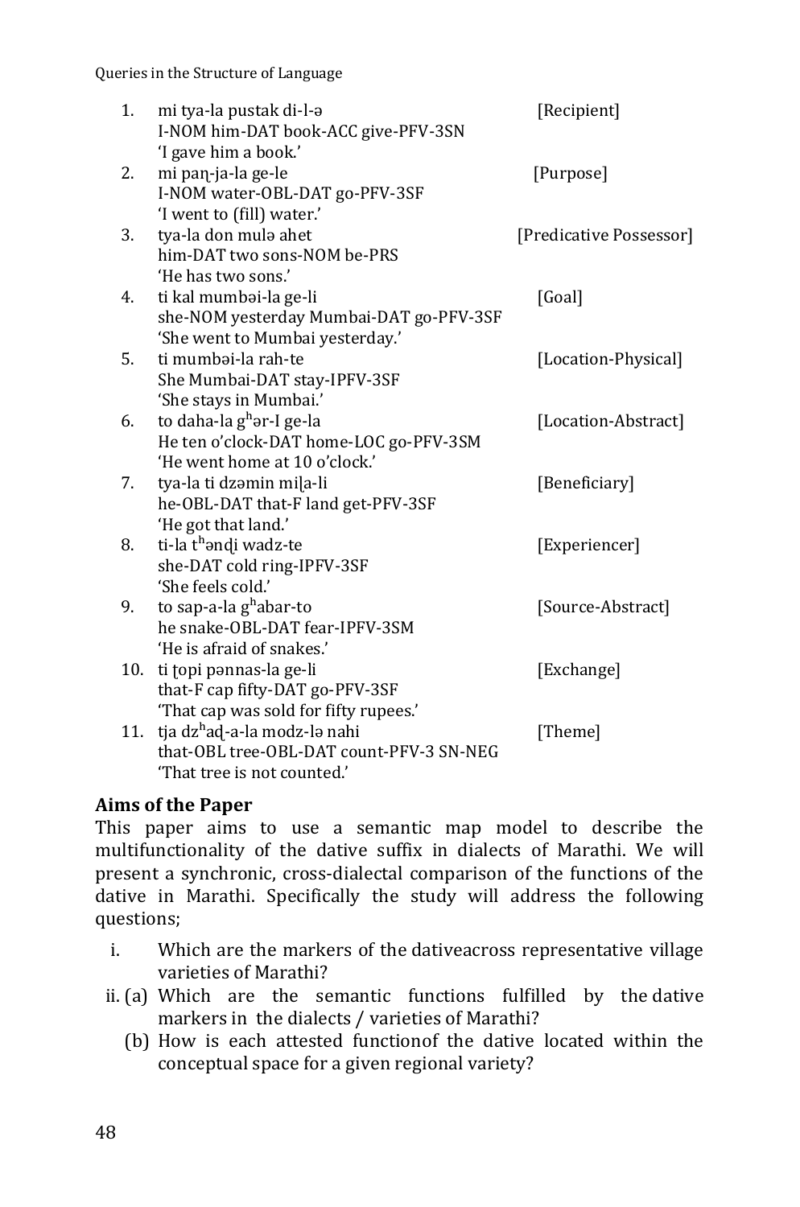1. mi tya-la pustak di-l-ə [Recipient]
   I-NOM him-DAT book-ACC give-PFV-3SN
   'I gave him a book.'
2. mi paɳ-ja-la ge-le [Purpose]
   I-NOM water-OBL-DAT go-PFV-3SF
   'I went to (fill) water.'
3. tya-la don mulə ahet [Predicative Possessor]
   him-DAT two sons-NOM be-PRS
   'He has two sons.'
4. ti kal mumbəi-la ge-li [Goal]
   she-NOM yesterday Mumbai-DAT go-PFV-3SF
   'She went to Mumbai yesterday.'
5. ti mumbəi-la rah-te [Location-Physical]
   She Mumbai-DAT stay-IPFV-3SF
   'She stays in Mumbai.'
6. to daha-la gʰər-I ge-la [Location-Abstract]
   He ten o'clock-DAT home-LOC go-PFV-3SM
   'He went home at 10 o'clock.'
7. tya-la ti dzəmin miɭa-li [Beneficiary]
   he-OBL-DAT that-F land get-PFV-3SF
   'He got that land.'
8. ti-la tʰənɖi wadz-te [Experiencer]
   she-DAT cold ring-IPFV-3SF
   'She feels cold.'
9. to sap-a-la gʰabar-to [Source-Abstract]
   he snake-OBL-DAT fear-IPFV-3SM
   'He is afraid of snakes.'
10. ti ʈopi pənnas-la ge-li [Exchange]
    that-F cap fifty-DAT go-PFV-3SF
    'That cap was sold for fifty rupees.'
11. tja dzʰaɖ-a-la modz-lə nahi [Theme]
    that-OBL tree-OBL-DAT count-PFV-3 SN-NEG
    'That tree is not counted.'

## Aims of the Paper

This paper aims to use a semantic map model to describe the multifunctionality of the dative suffix in dialects of Marathi. We will present a synchronic, cross-dialectal comparison of the functions of the dative in Marathi. Specifically the study will address the following questions;

i. Which are the markers of the dativeacross representative village varieties of Marathi?

ii. (a) Which are the semantic functions fulfilled by the dative markers in the dialects / varieties of Marathi?

(b) How is each attested functionof the dative located within the conceptual space for a given regional variety?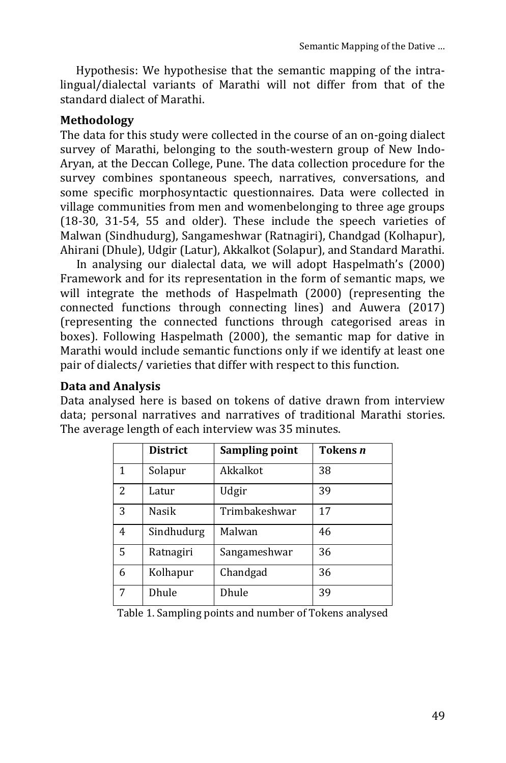Hypothesis: We hypothesise that the semantic mapping of the intra-lingual/dialectal variants of Marathi will not differ from that of the standard dialect of Marathi.

**Methodology**

The data for this study were collected in the course of an on-going dialect survey of Marathi, belonging to the south-western group of New Indo-Aryan, at the Deccan College, Pune. The data collection procedure for the survey combines spontaneous speech, narratives, conversations, and some specific morphosyntactic questionnaires. Data were collected in village communities from men and womenbelonging to three age groups (18-30, 31-54, 55 and older). These include the speech varieties of Malwan (Sindhudurg), Sangameshwar (Ratnagiri), Chandgad (Kolhapur), Ahirani (Dhule), Udgir (Latur), Akkalkot (Solapur), and Standard Marathi.

In analysing our dialectal data, we will adopt Haspelmath's (2000) Framework and for its representation in the form of semantic maps, we will integrate the methods of Haspelmath (2000) (representing the connected functions through connecting lines) and Auwera (2017) (representing the connected functions through categorised areas in boxes). Following Haspelmath (2000), the semantic map for dative in Marathi would include semantic functions only if we identify at least one pair of dialects/ varieties that differ with respect to this function.

**Data and Analysis**

Data analysed here is based on tokens of dative drawn from interview data; personal narratives and narratives of traditional Marathi stories. The average length of each interview was 35 minutes.

| | **District** | **Sampling point** | **Tokens *n*** |
|---|---|---|---|
| 1 | Solapur | Akkalkot | 38 |
| 2 | Latur | Udgir | 39 |
| 3 | Nasik | Trimbakeshwar | 17 |
| 4 | Sindhudurg | Malwan | 46 |
| 5 | Ratnagiri | Sangameshwar | 36 |
| 6 | Kolhapur | Chandgad | 36 |
| 7 | Dhule | Dhule | 39 |

Table 1. Sampling points and number of Tokens analysed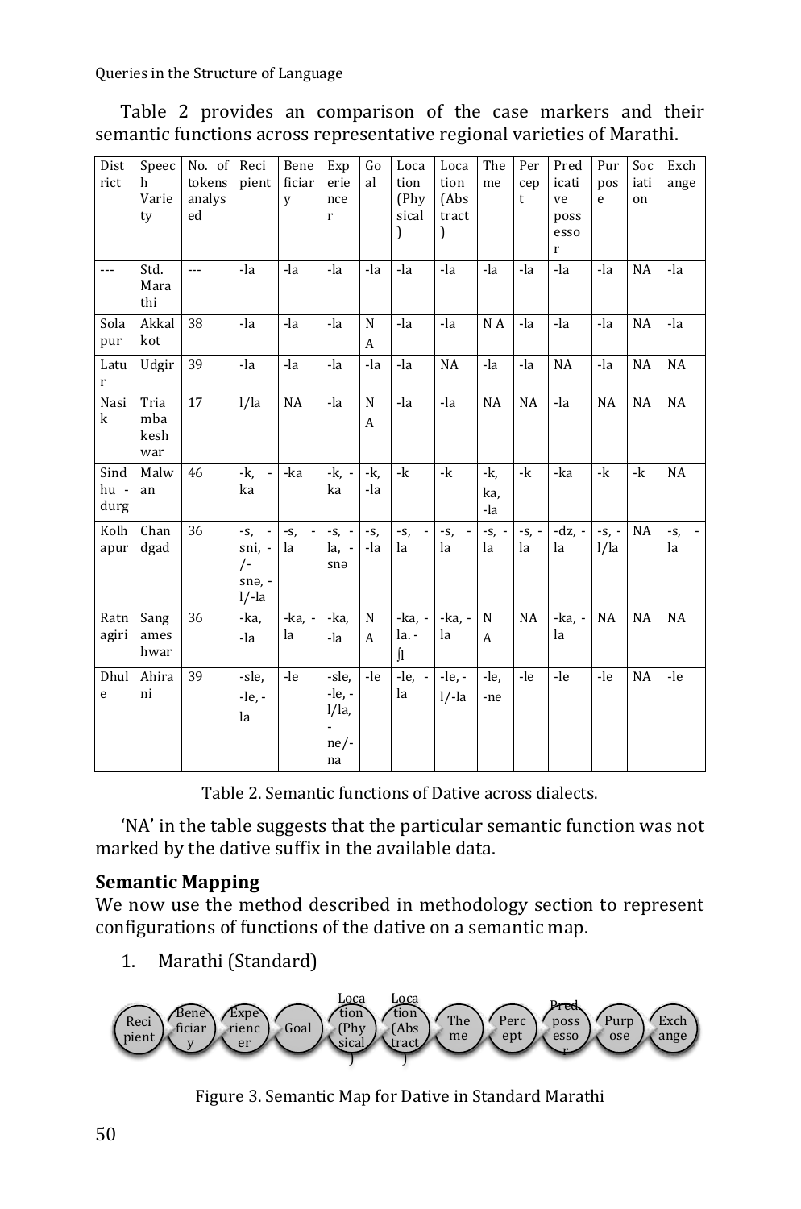Table 2 provides an comparison of the case markers and their semantic functions across representative regional varieties of Marathi.

| District | Speech Variety | No. of tokens analysed | Recipient | Beneficiary | Experiencer | Goal | Location (Physical) | Location (Abstract) | Theme | Percept | Predicative possessor | Purpose | Sociation | Exchange |
|---|---|---|---|---|---|---|---|---|---|---|---|---|---|---|
| --- | Std. Marathi | --- | -la | -la | -la | -la | -la | -la | -la | -la | -la | -la | NA | -la |
| Solapur | Akkalkot | 38 | -la | -la | -la | NA | -la | -la | N A | -la | -la | -la | NA | -la |
| Latur | Udgir | 39 | -la | -la | -la | -la | -la | NA | -la | -la | NA | -la | NA | NA |
| Nasik | Triambakeshwar | 17 | l/la | NA | -la | NA | -la | -la | NA | NA | -la | NA | NA | NA |
| Sindhu - durg | Malwan | 46 | -k, -ka | -ka | -k, -ka | -k, -la | -k | -k | -k, ka, -la | -k | -ka | -k | -k | NA |
| Kolhapur | Chandgad | 36 | -s, -sni, -/-snə, -l/-la | -s, -la | -s, -la, -snə | -s, -la | -s, -la | -s, -la | -s, -la | -s, -la | -dz, -la | -s, -l/la | NA | -s, -la |
| Ratnagiri | Sangameshwar | 36 | -ka, -la | -ka, -la | -ka, -la | NA | -ka, -la. -ʃɪ | -ka, -la | NA | NA | -ka, -la | NA | NA | NA |
| Dhule | Ahirani | 39 | -sle, -le, -la | -le | -sle, -le, -l/la, -ne/-na | -le | -le, -la | -le, -l/-la | -le, -ne | -le | -le | -le | NA | -le |

Table 2. Semantic functions of Dative across dialects.

'NA' in the table suggests that the particular semantic function was not marked by the dative suffix in the available data.

## Semantic Mapping

We now use the method described in methodology section to represent configurations of functions of the dative on a semantic map.

1. Marathi (Standard)

Recipient — Beneficiary — Experiencer — Goal — Location (Physical) — Location (Abstract) — Theme — Percept — Pred poss essor — Purpose — Exchange

Figure 3. Semantic Map for Dative in Standard Marathi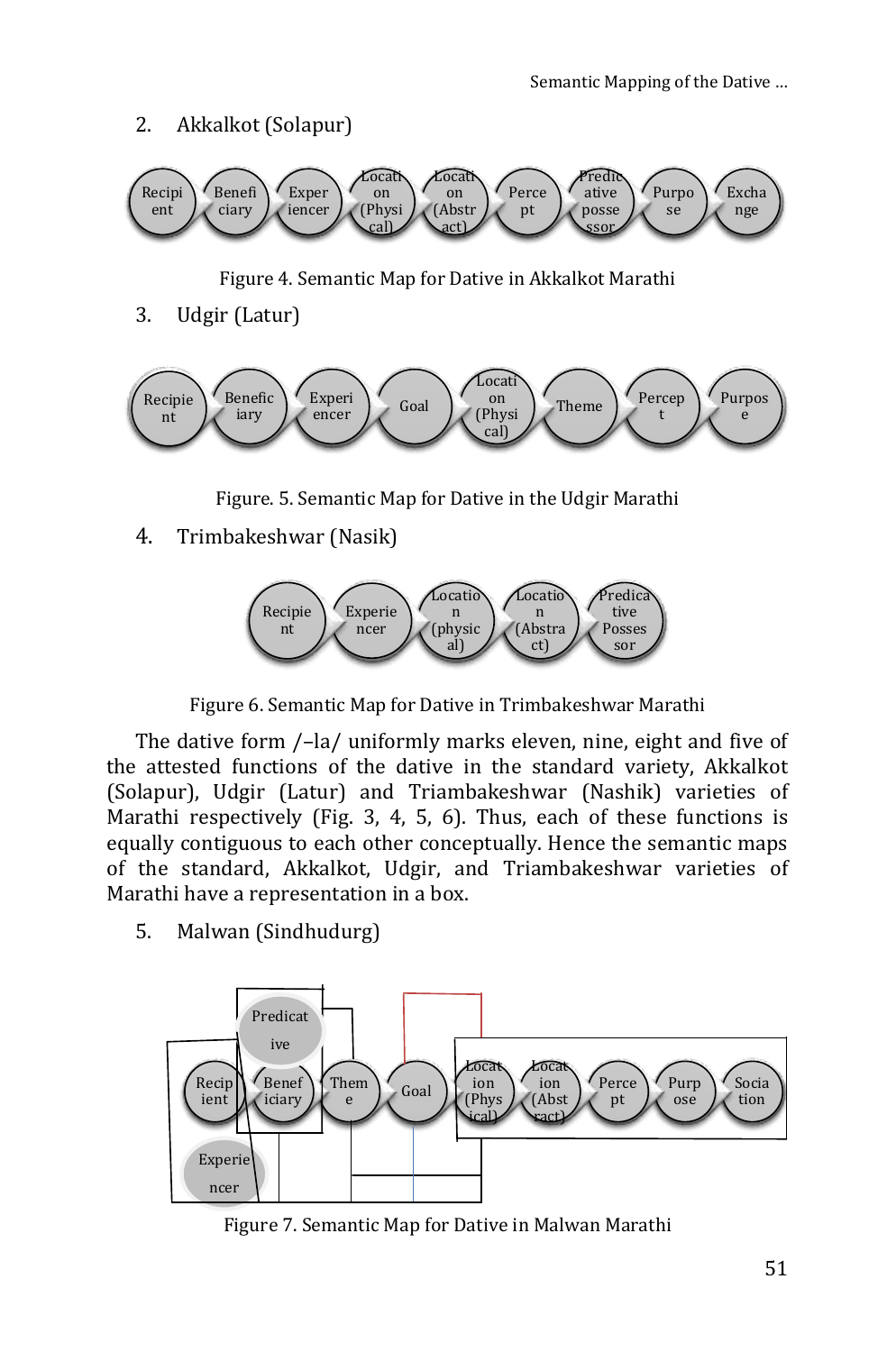2. Akkalkot (Solapur)

Figure 4. Semantic Map for Dative in Akkalkot Marathi

3. Udgir (Latur)

Figure. 5. Semantic Map for Dative in the Udgir Marathi

4. Trimbakeshwar (Nasik)

Figure 6. Semantic Map for Dative in Trimbakeshwar Marathi

The dative form /–la/ uniformly marks eleven, nine, eight and five of the attested functions of the dative in the standard variety, Akkalkot (Solapur), Udgir (Latur) and Triambakeshwar (Nashik) varieties of Marathi respectively (Fig. 3, 4, 5, 6). Thus, each of these functions is equally contiguous to each other conceptually. Hence the semantic maps of the standard, Akkalkot, Udgir, and Triambakeshwar varieties of Marathi have a representation in a box.

5. Malwan (Sindhudurg)

Figure 7. Semantic Map for Dative in Malwan Marathi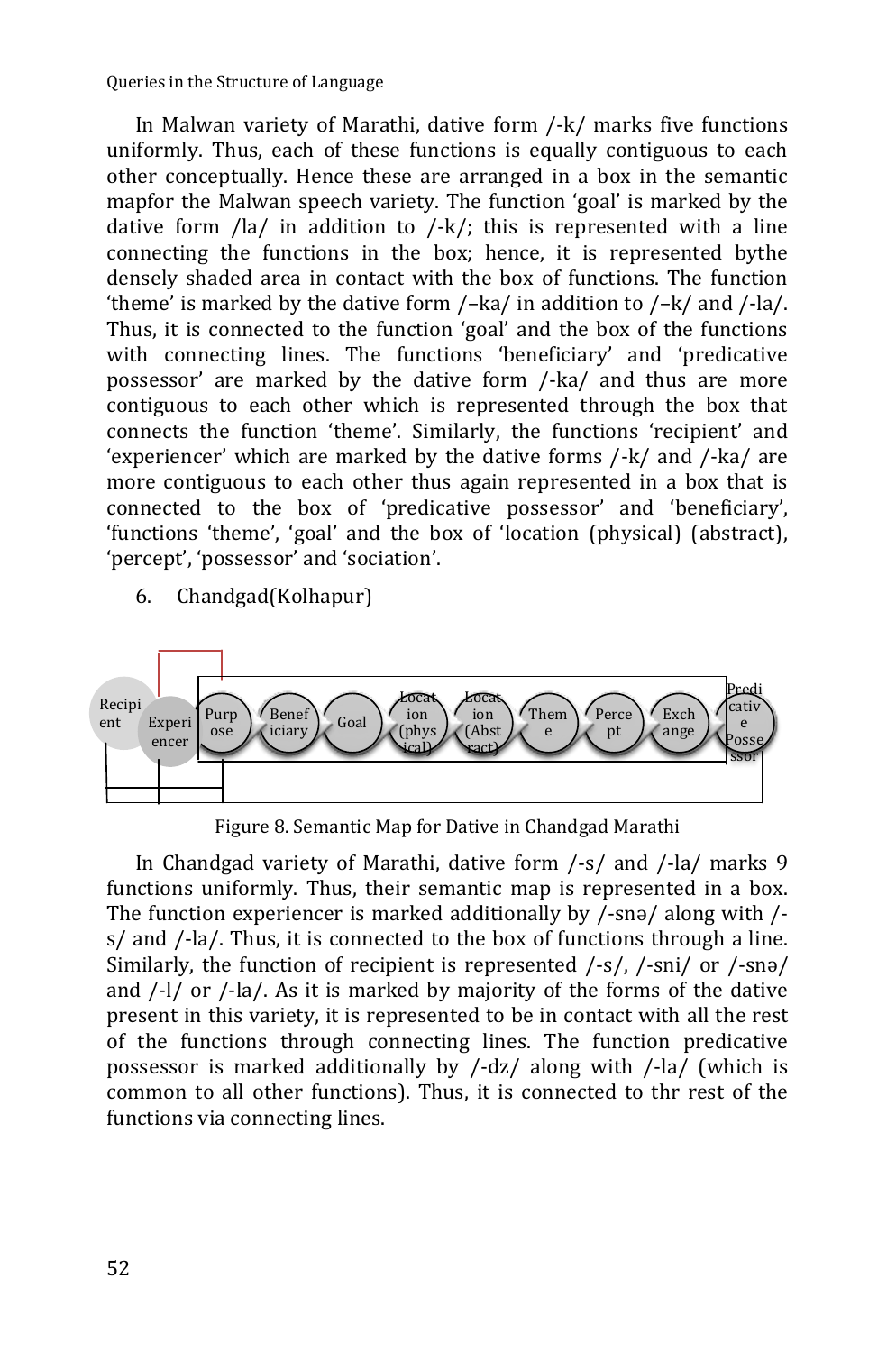In Malwan variety of Marathi, dative form /-k/ marks five functions uniformly. Thus, each of these functions is equally contiguous to each other conceptually. Hence these are arranged in a box in the semantic mapfor the Malwan speech variety. The function 'goal' is marked by the dative form /la/ in addition to /-k/; this is represented with a line connecting the functions in the box; hence, it is represented bythe densely shaded area in contact with the box of functions. The function 'theme' is marked by the dative form /–ka/ in addition to /–k/ and /-la/. Thus, it is connected to the function 'goal' and the box of the functions with connecting lines. The functions 'beneficiary' and 'predicative possessor' are marked by the dative form /-ka/ and thus are more contiguous to each other which is represented through the box that connects the function 'theme'. Similarly, the functions 'recipient' and 'experiencer' which are marked by the dative forms /-k/ and /-ka/ are more contiguous to each other thus again represented in a box that is connected to the box of 'predicative possessor' and 'beneficiary', 'functions 'theme', 'goal' and the box of 'location (physical) (abstract), 'percept', 'possessor' and 'sociation'.

6. Chandgad(Kolhapur)

Recipient | Experiencer | Purpose | Beneficiary | Goal | Location (physical) | Location (Abstract) | Theme | Percept | Exchange | Predicative Possessor

Figure 8. Semantic Map for Dative in Chandgad Marathi

In Chandgad variety of Marathi, dative form /-s/ and /-la/ marks 9 functions uniformly. Thus, their semantic map is represented in a box. The function experiencer is marked additionally by /-snə/ along with /-s/ and /-la/. Thus, it is connected to the box of functions through a line. Similarly, the function of recipient is represented /-s/, /-sni/ or /-snə/ and /-l/ or /-la/. As it is marked by majority of the forms of the dative present in this variety, it is represented to be in contact with all the rest of the functions through connecting lines. The function predicative possessor is marked additionally by /-dz/ along with /-la/ (which is common to all other functions). Thus, it is connected to thr rest of the functions via connecting lines.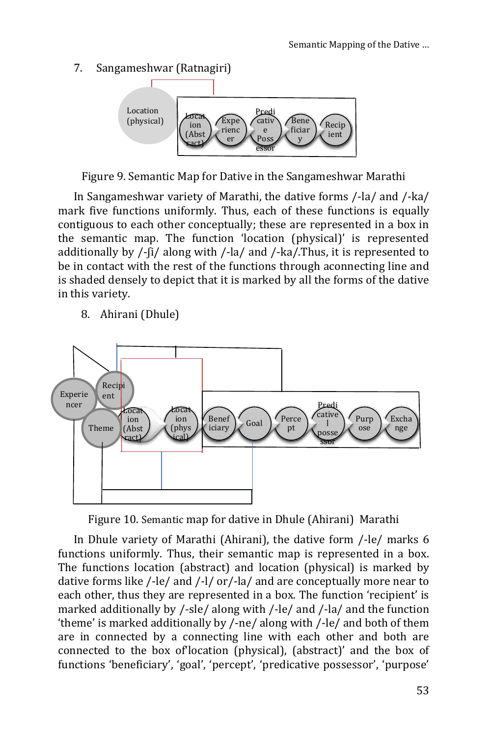7. Sangameshwar (Ratnagiri)

Figure 9. Semantic Map for Dative in the Sangameshwar Marathi

In Sangameshwar variety of Marathi, the dative forms /-la/ and /-ka/ mark five functions uniformly. Thus, each of these functions is equally contiguous to each other conceptually; these are represented in a box in the semantic map. The function 'location (physical)' is represented additionally by /-ʃi/ along with /-la/ and /-ka/.Thus, it is represented to be in contact with the rest of the functions through aconnecting line and is shaded densely to depict that it is marked by all the forms of the dative in this variety.

8. Ahirani (Dhule)

Figure 10. Semantic map for dative in Dhule (Ahirani) Marathi

In Dhule variety of Marathi (Ahirani), the dative form /-le/ marks 6 functions uniformly. Thus, their semantic map is represented in a box. The functions location (abstract) and location (physical) is marked by dative forms like /-le/ and /-l/ or/-la/ and are conceptually more near to each other, thus they are represented in a box. The function 'recipient' is marked additionally by /-sle/ along with /-le/ and /-la/ and the function 'theme' is marked additionally by /-ne/ along with /-le/ and both of them are in connected by a connecting line with each other and both are connected to the box of'location (physical), (abstract)' and the box of functions 'beneficiary', 'goal', 'percept', 'predicative possessor', 'purpose'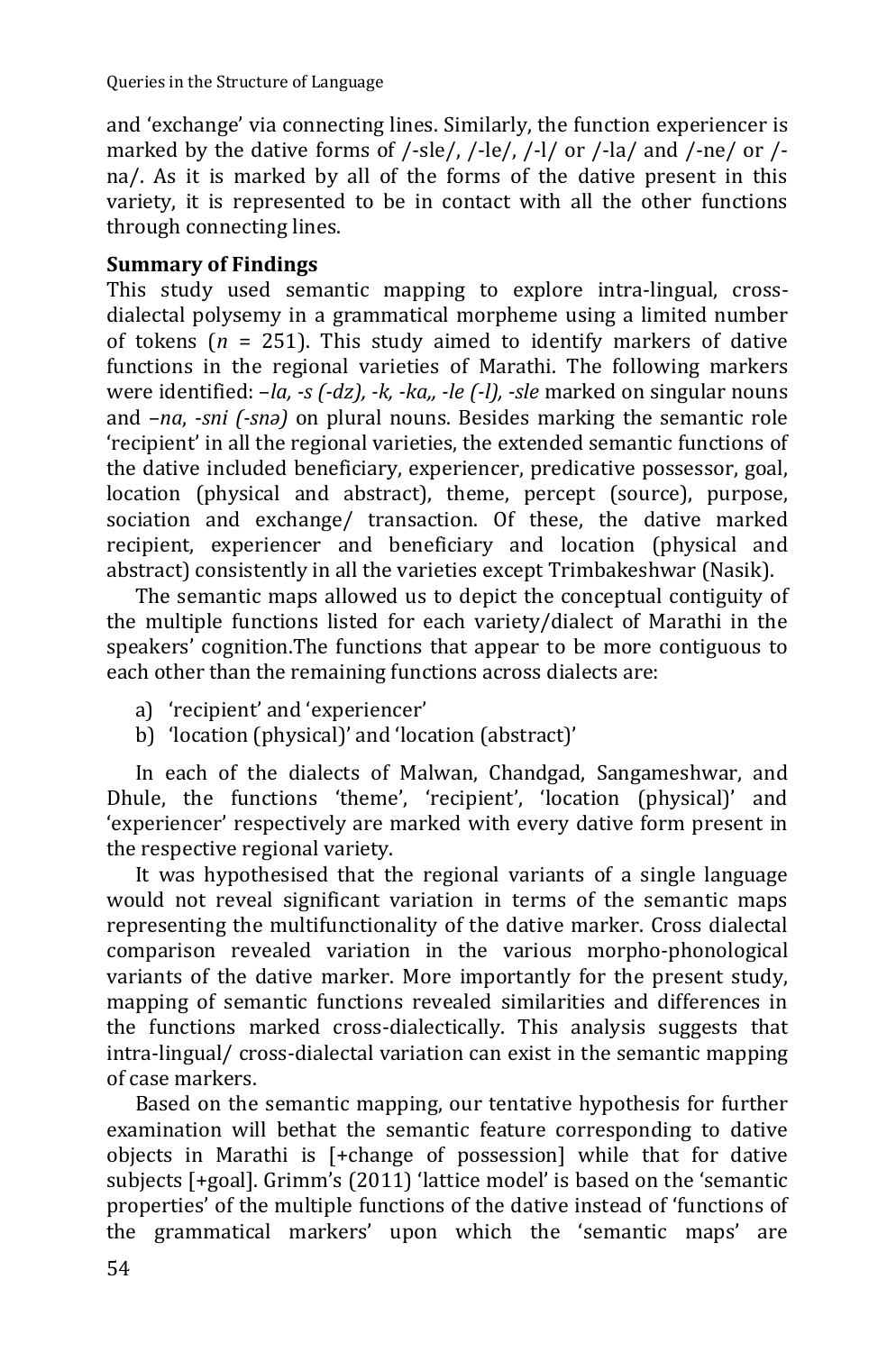and 'exchange' via connecting lines. Similarly, the function experiencer is marked by the dative forms of /-sle/, /-le/, /-l/ or /-la/ and /-ne/ or /-na/. As it is marked by all of the forms of the dative present in this variety, it is represented to be in contact with all the other functions through connecting lines.

**Summary of Findings**

This study used semantic mapping to explore intra-lingual, cross-dialectal polysemy in a grammatical morpheme using a limited number of tokens (*n* = 251). This study aimed to identify markers of dative functions in the regional varieties of Marathi. The following markers were identified: *–la, -s (-dz), -k, -ka,, -le (-l), -sle* marked on singular nouns and *–na*, *-sni (-snə)* on plural nouns. Besides marking the semantic role 'recipient' in all the regional varieties, the extended semantic functions of the dative included beneficiary, experiencer, predicative possessor, goal, location (physical and abstract), theme, percept (source), purpose, sociation and exchange/ transaction. Of these, the dative marked recipient, experiencer and beneficiary and location (physical and abstract) consistently in all the varieties except Trimbakeshwar (Nasik).

The semantic maps allowed us to depict the conceptual contiguity of the multiple functions listed for each variety/dialect of Marathi in the speakers' cognition.The functions that appear to be more contiguous to each other than the remaining functions across dialects are:

a) 'recipient' and 'experiencer'
b) 'location (physical)' and 'location (abstract)'

In each of the dialects of Malwan, Chandgad, Sangameshwar, and Dhule, the functions 'theme', 'recipient', 'location (physical)' and 'experiencer' respectively are marked with every dative form present in the respective regional variety.

It was hypothesised that the regional variants of a single language would not reveal significant variation in terms of the semantic maps representing the multifunctionality of the dative marker. Cross dialectal comparison revealed variation in the various morpho-phonological variants of the dative marker. More importantly for the present study, mapping of semantic functions revealed similarities and differences in the functions marked cross-dialectically. This analysis suggests that intra-lingual/ cross-dialectal variation can exist in the semantic mapping of case markers.

Based on the semantic mapping, our tentative hypothesis for further examination will bethat the semantic feature corresponding to dative objects in Marathi is [+change of possession] while that for dative subjects [+goal]. Grimm's (2011) 'lattice model' is based on the 'semantic properties' of the multiple functions of the dative instead of 'functions of the grammatical markers' upon which the 'semantic maps' are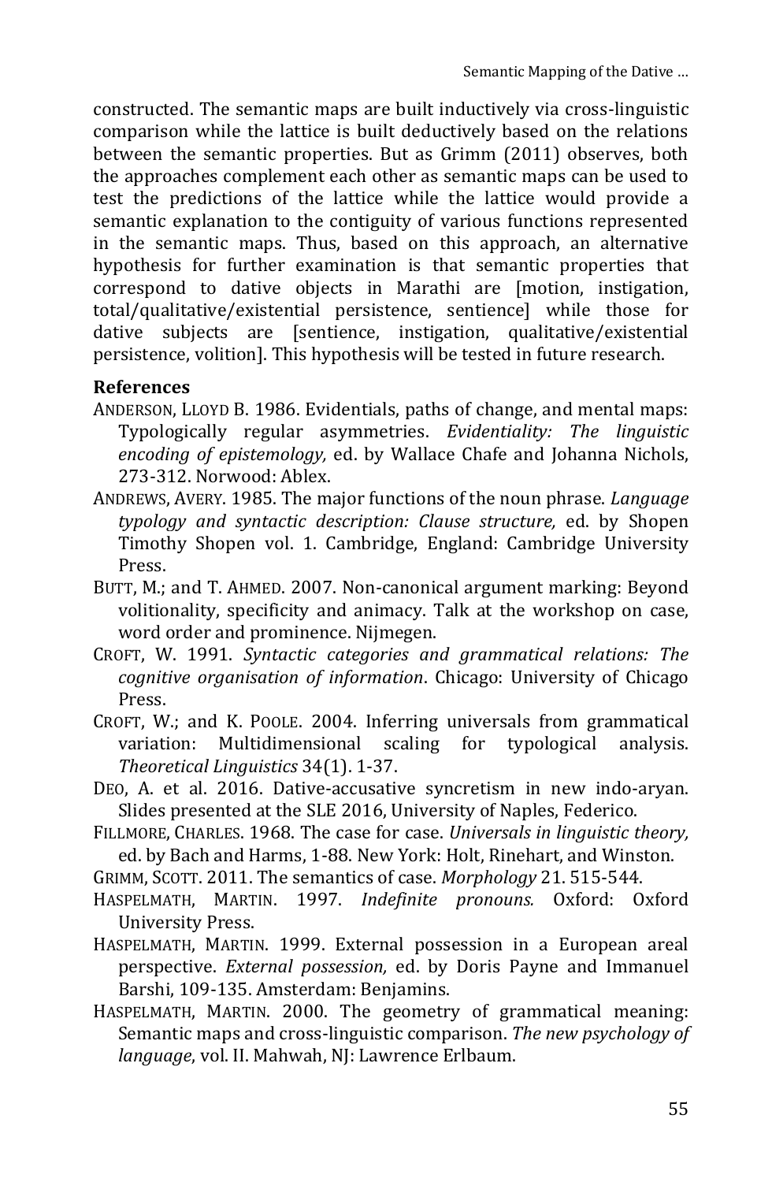constructed. The semantic maps are built inductively via cross-linguistic comparison while the lattice is built deductively based on the relations between the semantic properties. But as Grimm (2011) observes, both the approaches complement each other as semantic maps can be used to test the predictions of the lattice while the lattice would provide a semantic explanation to the contiguity of various functions represented in the semantic maps. Thus, based on this approach, an alternative hypothesis for further examination is that semantic properties that correspond to dative objects in Marathi are [motion, instigation, total/qualitative/existential persistence, sentience] while those for dative subjects are [sentience, instigation, qualitative/existential persistence, volition]. This hypothesis will be tested in future research.

**References**

ANDERSON, LLOYD B. 1986. Evidentials, paths of change, and mental maps: Typologically regular asymmetries. *Evidentiality: The linguistic encoding of epistemology,* ed. by Wallace Chafe and Johanna Nichols, 273-312. Norwood: Ablex.

ANDREWS, AVERY. 1985. The major functions of the noun phrase. *Language typology and syntactic description: Clause structure,* ed. by Shopen Timothy Shopen vol. 1. Cambridge, England: Cambridge University Press.

BUTT, M.; and T. AHMED. 2007. Non-canonical argument marking: Beyond volitionality, specificity and animacy. Talk at the workshop on case, word order and prominence. Nijmegen.

CROFT, W. 1991. *Syntactic categories and grammatical relations: The cognitive organisation of information*. Chicago: University of Chicago Press.

CROFT, W.; and K. POOLE. 2004. Inferring universals from grammatical variation: Multidimensional scaling for typological analysis. *Theoretical Linguistics* 34(1). 1-37.

DEO, A. et al. 2016. Dative-accusative syncretism in new indo-aryan. Slides presented at the SLE 2016, University of Naples, Federico.

FILLMORE, CHARLES. 1968. The case for case. *Universals in linguistic theory,* ed. by Bach and Harms, 1-88. New York: Holt, Rinehart, and Winston.

GRIMM, SCOTT. 2011. The semantics of case. *Morphology* 21. 515-544.

HASPELMATH, MARTIN. 1997. *Indefinite pronouns.* Oxford: Oxford University Press.

HASPELMATH, MARTIN. 1999. External possession in a European areal perspective. *External possession,* ed. by Doris Payne and Immanuel Barshi, 109-135. Amsterdam: Benjamins.

HASPELMATH, MARTIN. 2000. The geometry of grammatical meaning: Semantic maps and cross-linguistic comparison. *The new psychology of language*, vol. II. Mahwah, NJ: Lawrence Erlbaum.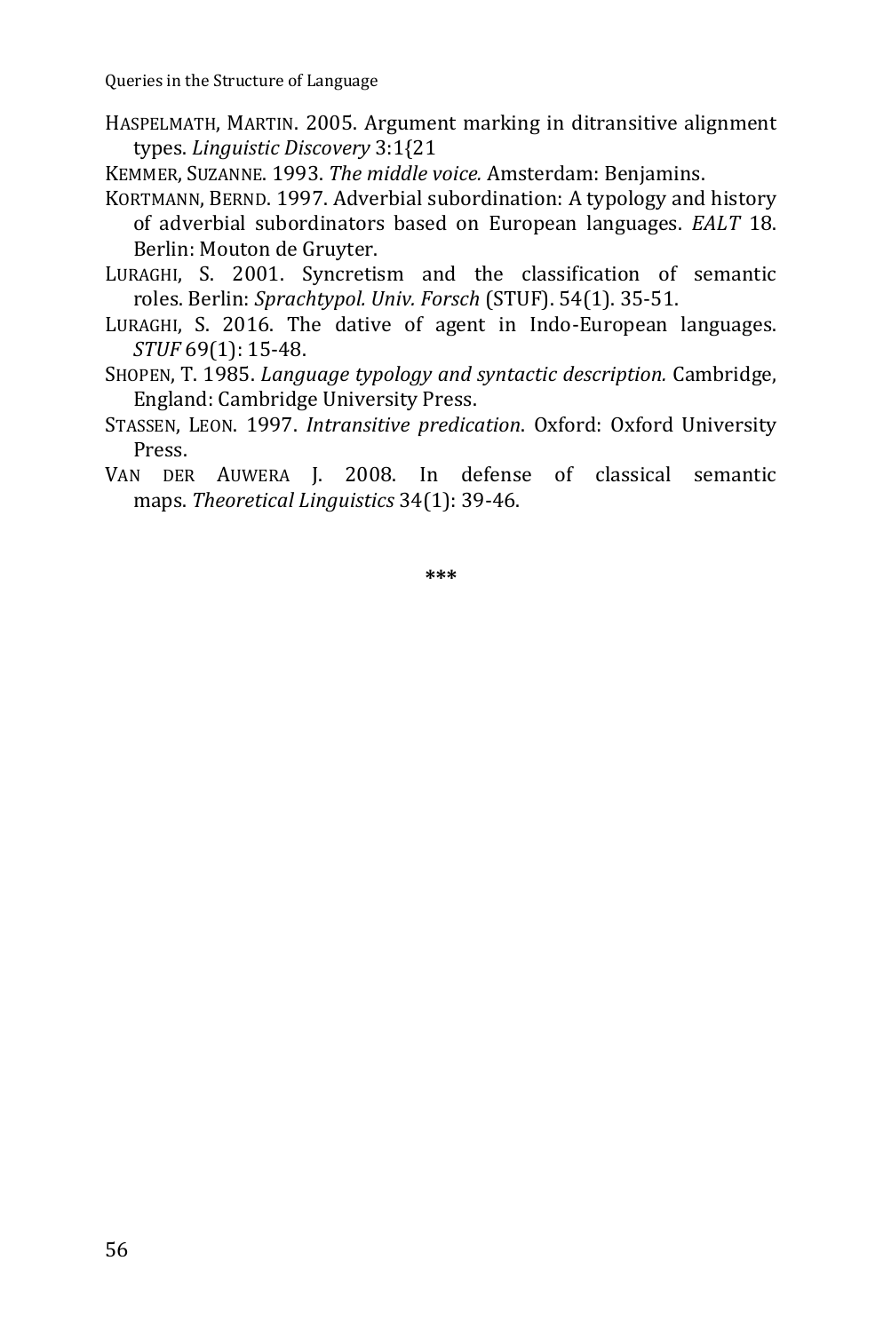HASPELMATH, MARTIN. 2005. Argument marking in ditransitive alignment types. *Linguistic Discovery* 3:1{21

KEMMER, SUZANNE. 1993. *The middle voice.* Amsterdam: Benjamins.

KORTMANN, BERND. 1997. Adverbial subordination: A typology and history of adverbial subordinators based on European languages. *EALT* 18. Berlin: Mouton de Gruyter.

LURAGHI, S. 2001. Syncretism and the classification of semantic roles. Berlin: *Sprachtypol. Univ. Forsch* (STUF). 54(1). 35-51.

LURAGHI, S. 2016. The dative of agent in Indo-European languages. *STUF* 69(1): 15-48.

SHOPEN, T. 1985. *Language typology and syntactic description.* Cambridge, England: Cambridge University Press.

STASSEN, LEON. 1997. *Intransitive predication*. Oxford: Oxford University Press.

VAN DER AUWERA J. 2008. In defense of classical semantic maps. *Theoretical Linguistics* 34(1): 39-46.

***